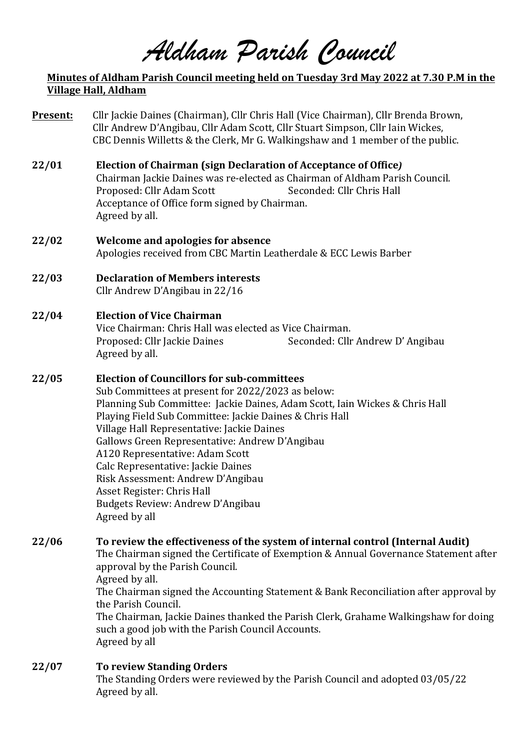# *Aldham Parish Council*

**Minutes of Aldham Parish Council meeting held on Tuesday 3rd May 2022 at 7.30 P.M in the Village Hall, Aldham**

**Present:** Cllr Jackie Daines (Chairman), Cllr Chris Hall (Vice Chairman), Cllr Brenda Brown, Cllr Andrew D'Angibau, Cllr Adam Scott, Cllr Stuart Simpson, Cllr Iain Wickes, CBC Dennis Willetts & the Clerk, Mr G. Walkingshaw and 1 member of the public.

**22/01 Election of Chairman (sign Declaration of Acceptance of Office)**

Chairman Jackie Daines was re-elected as Chairman of Aldham Parish Council.
Proposed: Cllr Adam Scott Seconded: Cllr Chris Hall
Acceptance of Office form signed by Chairman.
Agreed by all.

**22/02 Welcome and apologies for absence**

Apologies received from CBC Martin Leatherdale & ECC Lewis Barber

**22/03 Declaration of Members interests**

Cllr Andrew D'Angibau in 22/16

**22/04 Election of Vice Chairman**

Vice Chairman: Chris Hall was elected as Vice Chairman.
Proposed: Cllr Jackie Daines Seconded: Cllr Andrew D' Angibau
Agreed by all.

**22/05 Election of Councillors for sub-committees**

Sub Committees at present for 2022/2023 as below:
Planning Sub Committee: Jackie Daines, Adam Scott, Iain Wickes & Chris Hall
Playing Field Sub Committee: Jackie Daines & Chris Hall
Village Hall Representative: Jackie Daines
Gallows Green Representative: Andrew D'Angibau
A120 Representative: Adam Scott
Calc Representative: Jackie Daines
Risk Assessment: Andrew D'Angibau
Asset Register: Chris Hall
Budgets Review: Andrew D'Angibau
Agreed by all

**22/06 To review the effectiveness of the system of internal control (Internal Audit)**

The Chairman signed the Certificate of Exemption & Annual Governance Statement after approval by the Parish Council.
Agreed by all.
The Chairman signed the Accounting Statement & Bank Reconciliation after approval by the Parish Council.
The Chairman, Jackie Daines thanked the Parish Clerk, Grahame Walkingshaw for doing such a good job with the Parish Council Accounts.
Agreed by all

**22/07 To review Standing Orders**

The Standing Orders were reviewed by the Parish Council and adopted 03/05/22
Agreed by all.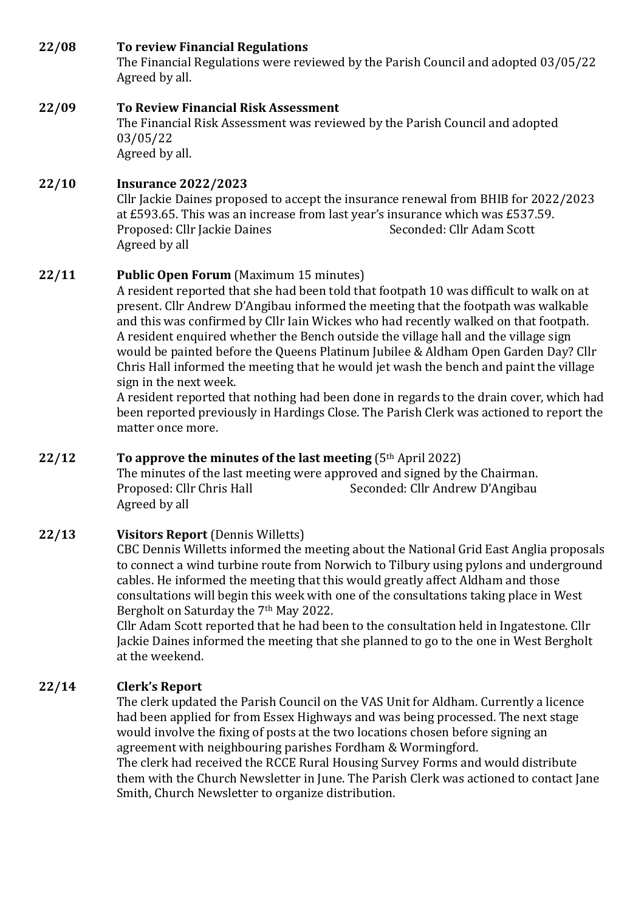**22/08 To review Financial Regulations**

The Financial Regulations were reviewed by the Parish Council and adopted 03/05/22
Agreed by all.

**22/09 To Review Financial Risk Assessment**

The Financial Risk Assessment was reviewed by the Parish Council and adopted 03/05/22
Agreed by all.

**22/10 Insurance 2022/2023**

Cllr Jackie Daines proposed to accept the insurance renewal from BHIB for 2022/2023 at £593.65. This was an increase from last year's insurance which was £537.59.
Proposed: Cllr Jackie Daines Seconded: Cllr Adam Scott
Agreed by all

**22/11 Public Open Forum** (Maximum 15 minutes)

A resident reported that she had been told that footpath 10 was difficult to walk on at present. Cllr Andrew D'Angibau informed the meeting that the footpath was walkable and this was confirmed by Cllr Iain Wickes who had recently walked on that footpath.
A resident enquired whether the Bench outside the village hall and the village sign would be painted before the Queens Platinum Jubilee & Aldham Open Garden Day? Cllr Chris Hall informed the meeting that he would jet wash the bench and paint the village sign in the next week.
A resident reported that nothing had been done in regards to the drain cover, which had been reported previously in Hardings Close. The Parish Clerk was actioned to report the matter once more.

**22/12 To approve the minutes of the last meeting** (5th April 2022)

The minutes of the last meeting were approved and signed by the Chairman.
Proposed: Cllr Chris Hall Seconded: Cllr Andrew D'Angibau
Agreed by all

**22/13 Visitors Report** (Dennis Willetts)

CBC Dennis Willetts informed the meeting about the National Grid East Anglia proposals to connect a wind turbine route from Norwich to Tilbury using pylons and underground cables. He informed the meeting that this would greatly affect Aldham and those consultations will begin this week with one of the consultations taking place in West Bergholt on Saturday the 7th May 2022.
Cllr Adam Scott reported that he had been to the consultation held in Ingatestone. Cllr Jackie Daines informed the meeting that she planned to go to the one in West Bergholt at the weekend.

**22/14 Clerk's Report**

The clerk updated the Parish Council on the VAS Unit for Aldham. Currently a licence had been applied for from Essex Highways and was being processed. The next stage would involve the fixing of posts at the two locations chosen before signing an agreement with neighbouring parishes Fordham & Wormingford.
The clerk had received the RCCE Rural Housing Survey Forms and would distribute them with the Church Newsletter in June. The Parish Clerk was actioned to contact Jane Smith, Church Newsletter to organize distribution.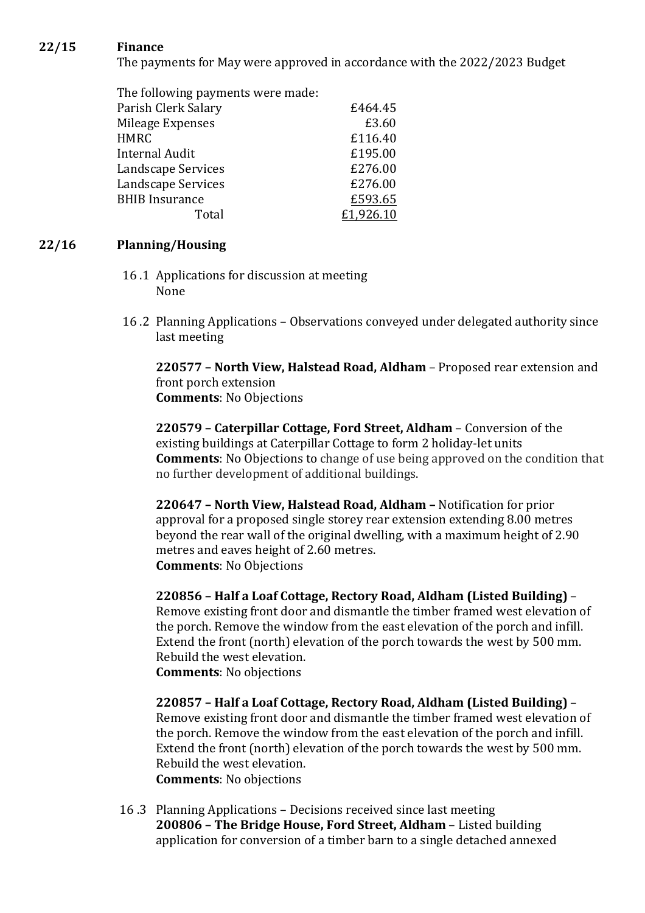**22/15 Finance**

The payments for May were approved in accordance with the 2022/2023 Budget

The following payments were made:

| | |
|---|---|
| Parish Clerk Salary | £464.45 |
| Mileage Expenses | £3.60 |
| HMRC | £116.40 |
| Internal Audit | £195.00 |
| Landscape Services | £276.00 |
| Landscape Services | £276.00 |
| BHIB Insurance | £593.65 |
| Total | £1,926.10 |

**22/16 Planning/Housing**

16 .1 Applications for discussion at meeting
None

16 .2 Planning Applications – Observations conveyed under delegated authority since last meeting

**220577 – North View, Halstead Road, Aldham** – Proposed rear extension and front porch extension
**Comments**: No Objections

**220579 – Caterpillar Cottage, Ford Street, Aldham** – Conversion of the existing buildings at Caterpillar Cottage to form 2 holiday-let units
**Comments**: No Objections to change of use being approved on the condition that no further development of additional buildings.

**220647 – North View, Halstead Road, Aldham –** Notification for prior approval for a proposed single storey rear extension extending 8.00 metres beyond the rear wall of the original dwelling, with a maximum height of 2.90 metres and eaves height of 2.60 metres.
**Comments**: No Objections

**220856 – Half a Loaf Cottage, Rectory Road, Aldham (Listed Building)** – Remove existing front door and dismantle the timber framed west elevation of the porch. Remove the window from the east elevation of the porch and infill. Extend the front (north) elevation of the porch towards the west by 500 mm. Rebuild the west elevation.
**Comments**: No objections

**220857 – Half a Loaf Cottage, Rectory Road, Aldham (Listed Building)** – Remove existing front door and dismantle the timber framed west elevation of the porch. Remove the window from the east elevation of the porch and infill. Extend the front (north) elevation of the porch towards the west by 500 mm. Rebuild the west elevation.
**Comments**: No objections

16 .3 Planning Applications – Decisions received since last meeting
**200806 – The Bridge House, Ford Street, Aldham** – Listed building application for conversion of a timber barn to a single detached annexed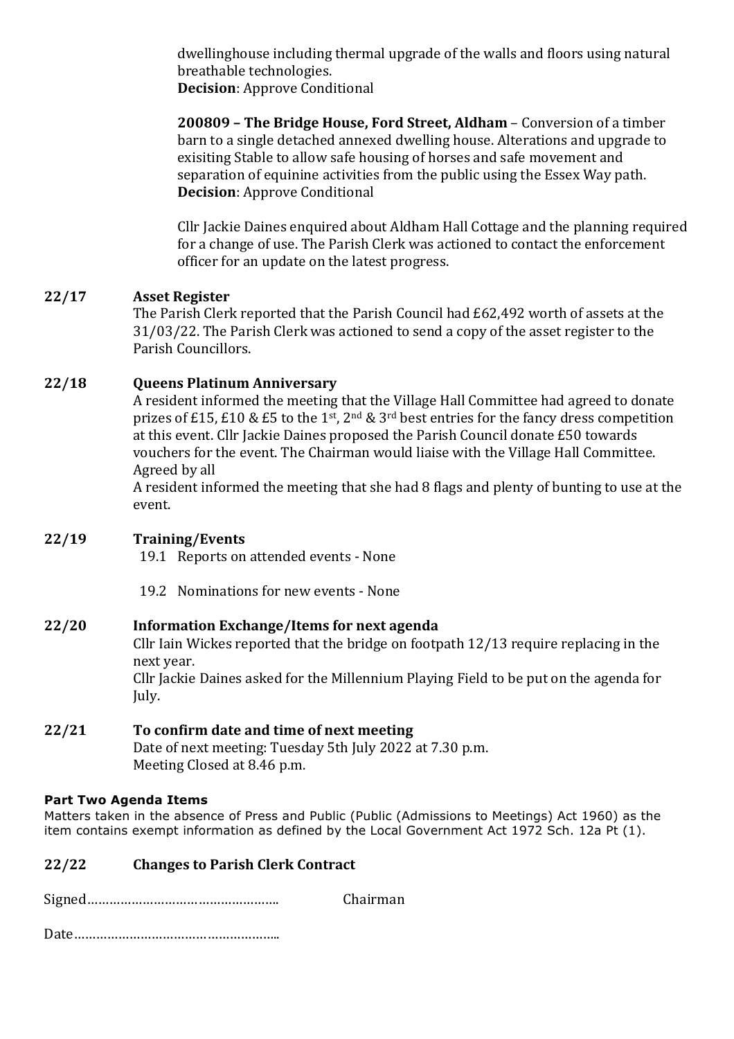dwellinghouse including thermal upgrade of the walls and floors using natural breathable technologies.
**Decision**: Approve Conditional

**200809 – The Bridge House, Ford Street, Aldham** – Conversion of a timber barn to a single detached annexed dwelling house. Alterations and upgrade to exisiting Stable to allow safe housing of horses and safe movement and separation of equinine activities from the public using the Essex Way path.
**Decision**: Approve Conditional

Cllr Jackie Daines enquired about Aldham Hall Cottage and the planning required for a change of use. The Parish Clerk was actioned to contact the enforcement officer for an update on the latest progress.

**22/17 Asset Register**

The Parish Clerk reported that the Parish Council had £62,492 worth of assets at the 31/03/22. The Parish Clerk was actioned to send a copy of the asset register to the Parish Councillors.

**22/18 Queens Platinum Anniversary**

A resident informed the meeting that the Village Hall Committee had agreed to donate prizes of £15, £10 & £5 to the 1st, 2nd & 3rd best entries for the fancy dress competition at this event. Cllr Jackie Daines proposed the Parish Council donate £50 towards vouchers for the event. The Chairman would liaise with the Village Hall Committee. Agreed by all

A resident informed the meeting that she had 8 flags and plenty of bunting to use at the event.

**22/19 Training/Events**

19.1 Reports on attended events - None

19.2 Nominations for new events - None

**22/20 Information Exchange/Items for next agenda**

Cllr Iain Wickes reported that the bridge on footpath 12/13 require replacing in the next year.

Cllr Jackie Daines asked for the Millennium Playing Field to be put on the agenda for July.

**22/21 To confirm date and time of next meeting**

Date of next meeting: Tuesday 5th July 2022 at 7.30 p.m.

Meeting Closed at 8.46 p.m.

**Part Two Agenda Items**

Matters taken in the absence of Press and Public (Public (Admissions to Meetings) Act 1960) as the item contains exempt information as defined by the Local Government Act 1972 Sch. 12a Pt (1).

**22/22 Changes to Parish Clerk Contract**

Signed……………………………………………. Chairman

Date………………………………………………..